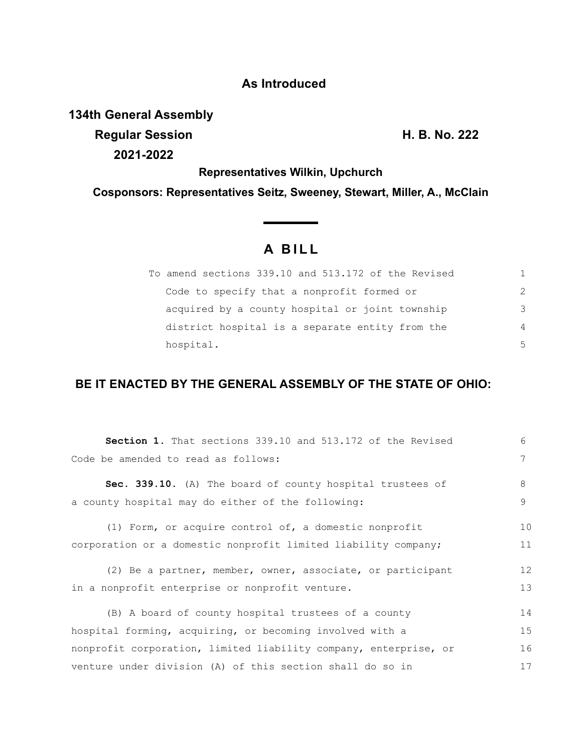**As Introduced**

**134th General Assembly**
**Regular Session** **H. B. No. 222**
**2021-2022**

**Representatives Wilkin, Upchurch**

**Cosponsors: Representatives Seitz, Sweeney, Stewart, Miller, A., McClain**

# A BILL

To amend sections 339.10 and 513.172 of the Revised Code to specify that a nonprofit formed or acquired by a county hospital or joint township district hospital is a separate entity from the hospital.

**BE IT ENACTED BY THE GENERAL ASSEMBLY OF THE STATE OF OHIO:**

**Section 1.** That sections 339.10 and 513.172 of the Revised Code be amended to read as follows:

**Sec. 339.10.** (A) The board of county hospital trustees of a county hospital may do either of the following:

(1) Form, or acquire control of, a domestic nonprofit corporation or a domestic nonprofit limited liability company;

(2) Be a partner, member, owner, associate, or participant in a nonprofit enterprise or nonprofit venture.

(B) A board of county hospital trustees of a county hospital forming, acquiring, or becoming involved with a nonprofit corporation, limited liability company, enterprise, or venture under division (A) of this section shall do so in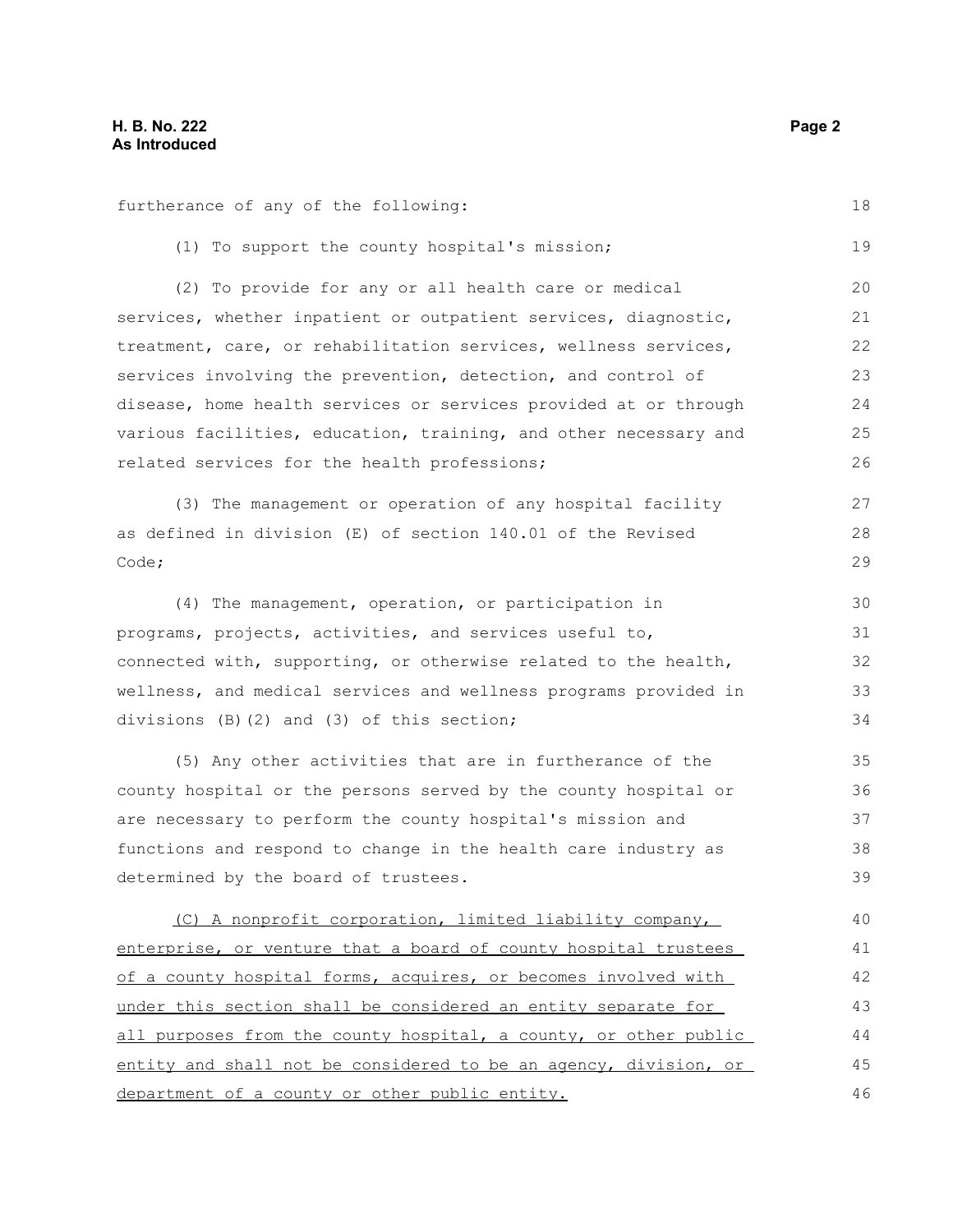furtherance of any of the following:

(1) To support the county hospital's mission;

(2) To provide for any or all health care or medical services, whether inpatient or outpatient services, diagnostic, treatment, care, or rehabilitation services, wellness services, services involving the prevention, detection, and control of disease, home health services or services provided at or through various facilities, education, training, and other necessary and related services for the health professions;

(3) The management or operation of any hospital facility as defined in division (E) of section 140.01 of the Revised Code;

(4) The management, operation, or participation in programs, projects, activities, and services useful to, connected with, supporting, or otherwise related to the health, wellness, and medical services and wellness programs provided in divisions (B)(2) and (3) of this section;

(5) Any other activities that are in furtherance of the county hospital or the persons served by the county hospital or are necessary to perform the county hospital's mission and functions and respond to change in the health care industry as determined by the board of trustees.

<u>(C) A nonprofit corporation, limited liability company, enterprise, or venture that a board of county hospital trustees of a county hospital forms, acquires, or becomes involved with under this section shall be considered an entity separate for all purposes from the county hospital, a county, or other public entity and shall not be considered to be an agency, division, or department of a county or other public entity.</u>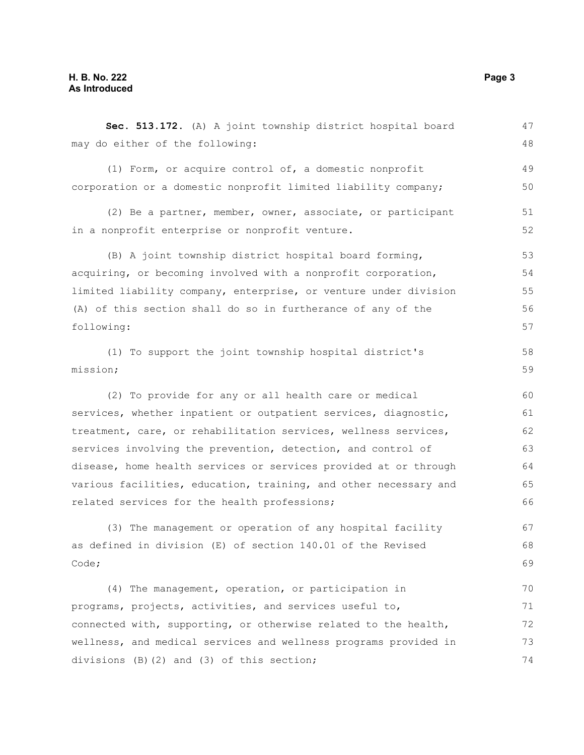**Sec. 513.172.** (A) A joint township district hospital board may do either of the following:

(1) Form, or acquire control of, a domestic nonprofit corporation or a domestic nonprofit limited liability company;

(2) Be a partner, member, owner, associate, or participant in a nonprofit enterprise or nonprofit venture.

(B) A joint township district hospital board forming, acquiring, or becoming involved with a nonprofit corporation, limited liability company, enterprise, or venture under division (A) of this section shall do so in furtherance of any of the following:

(1) To support the joint township hospital district's mission;

(2) To provide for any or all health care or medical services, whether inpatient or outpatient services, diagnostic, treatment, care, or rehabilitation services, wellness services, services involving the prevention, detection, and control of disease, home health services or services provided at or through various facilities, education, training, and other necessary and related services for the health professions;

(3) The management or operation of any hospital facility as defined in division (E) of section 140.01 of the Revised Code;

(4) The management, operation, or participation in programs, projects, activities, and services useful to, connected with, supporting, or otherwise related to the health, wellness, and medical services and wellness programs provided in divisions (B)(2) and (3) of this section;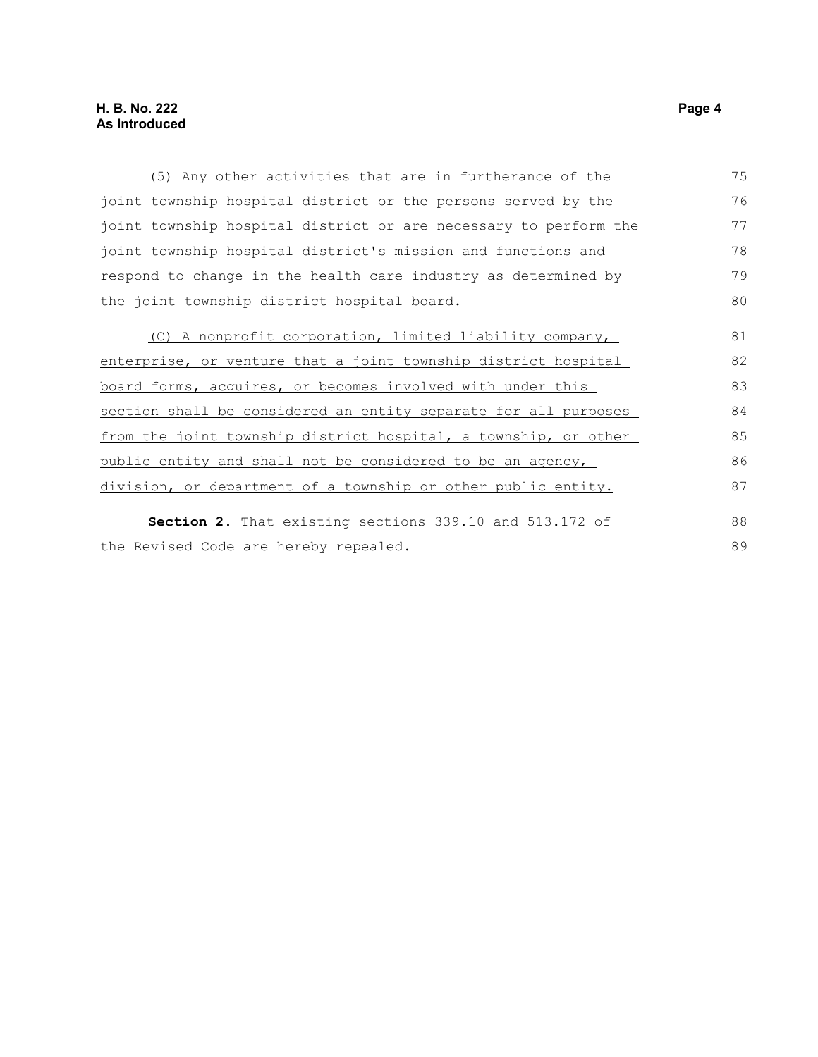(5) Any other activities that are in furtherance of the joint township hospital district or the persons served by the joint township hospital district or are necessary to perform the joint township hospital district's mission and functions and respond to change in the health care industry as determined by the joint township district hospital board.

<u>(C) A nonprofit corporation, limited liability company, enterprise, or venture that a joint township district hospital board forms, acquires, or becomes involved with under this section shall be considered an entity separate for all purposes from the joint township district hospital, a township, or other public entity and shall not be considered to be an agency, division, or department of a township or other public entity.</u>

**Section 2.** That existing sections 339.10 and 513.172 of the Revised Code are hereby repealed.